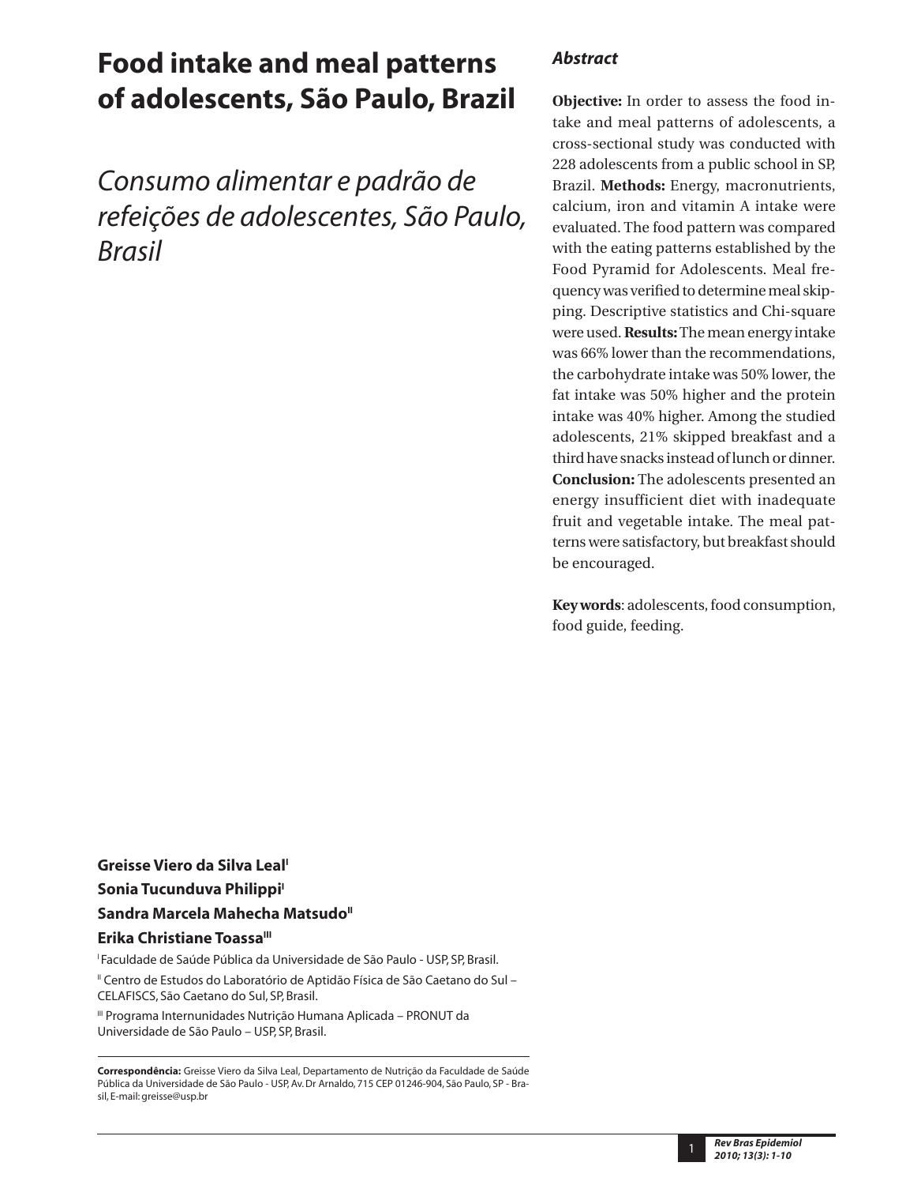# Food intake and meal patterns of adolescents, São Paulo, Brazil

## *Consumo alimentar e padrão de refeições de adolescentes, São Paulo, Brasil*

**Greisse Viero da Silva Leal**[I]
**Sonia Tucunduva Philippi**[I]
**Sandra Marcela Mahecha Matsudo**[II]
**Erika Christiane Toassa**[III]

[I] Faculdade de Saúde Pública da Universidade de São Paulo - USP, SP, Brasil.

[II] Centro de Estudos do Laboratório de Aptidão Física de São Caetano do Sul – CELAFISCS, São Caetano do Sul, SP, Brasil.

[III] Programa Internunidades Nutrição Humana Aplicada – PRONUT da Universidade de São Paulo – USP, SP, Brasil.

**Correspondência:** Greisse Viero da Silva Leal, Departamento de Nutrição da Faculdade de Saúde Pública da Universidade de São Paulo - USP, Av. Dr Arnaldo, 715 CEP 01246-904, São Paulo, SP - Brasil, E-mail: greisse@usp.br

### *Abstract*

**Objective:** In order to assess the food intake and meal patterns of adolescents, a cross-sectional study was conducted with 228 adolescents from a public school in SP, Brazil. **Methods:** Energy, macronutrients, calcium, iron and vitamin A intake were evaluated. The food pattern was compared with the eating patterns established by the Food Pyramid for Adolescents. Meal frequency was verified to determine meal skipping. Descriptive statistics and Chi-square were used. **Results:** The mean energy intake was 66% lower than the recommendations, the carbohydrate intake was 50% lower, the fat intake was 50% higher and the protein intake was 40% higher. Among the studied adolescents, 21% skipped breakfast and a third have snacks instead of lunch or dinner. **Conclusion:** The adolescents presented an energy insufficient diet with inadequate fruit and vegetable intake. The meal patterns were satisfactory, but breakfast should be encouraged.

**Key words**: adolescents, food consumption, food guide, feeding.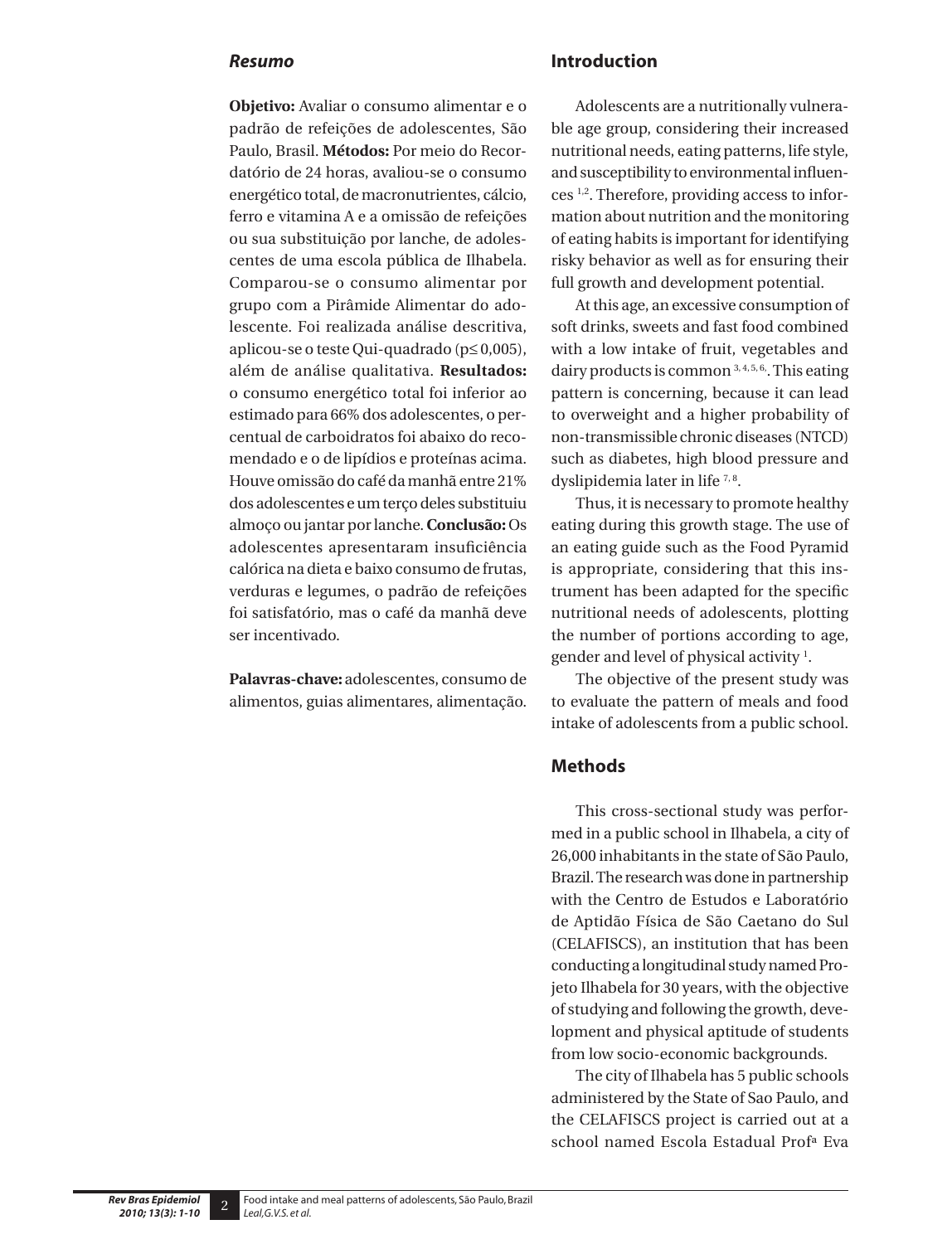## *Resumo*

**Objetivo:** Avaliar o consumo alimentar e o padrão de refeições de adolescentes, São Paulo, Brasil. **Métodos:** Por meio do Recordatório de 24 horas, avaliou-se o consumo energético total, de macronutrientes, cálcio, ferro e vitamina A e a omissão de refeições ou sua substituição por lanche, de adolescentes de uma escola pública de Ilhabela. Comparou-se o consumo alimentar por grupo com a Pirâmide Alimentar do adolescente. Foi realizada análise descritiva, aplicou-se o teste Qui-quadrado (p≤ 0,005), além de análise qualitativa. **Resultados:** o consumo energético total foi inferior ao estimado para 66% dos adolescentes, o percentual de carboidratos foi abaixo do recomendado e o de lipídios e proteínas acima. Houve omissão do café da manhã entre 21% dos adolescentes e um terço deles substituiu almoço ou jantar por lanche. **Conclusão:** Os adolescentes apresentaram insuficiência calórica na dieta e baixo consumo de frutas, verduras e legumes, o padrão de refeições foi satisfatório, mas o café da manhã deve ser incentivado.

**Palavras-chave:** adolescentes, consumo de alimentos, guias alimentares, alimentação.

## Introduction

Adolescents are a nutritionally vulnerable age group, considering their increased nutritional needs, eating patterns, life style, and susceptibility to environmental influences [1,2]. Therefore, providing access to information about nutrition and the monitoring of eating habits is important for identifying risky behavior as well as for ensuring their full growth and development potential.

At this age, an excessive consumption of soft drinks, sweets and fast food combined with a low intake of fruit, vegetables and dairy products is common [3, 4, 5, 6]. This eating pattern is concerning, because it can lead to overweight and a higher probability of non-transmissible chronic diseases (NTCD) such as diabetes, high blood pressure and dyslipidemia later in life [7, 8].

Thus, it is necessary to promote healthy eating during this growth stage. The use of an eating guide such as the Food Pyramid is appropriate, considering that this instrument has been adapted for the specific nutritional needs of adolescents, plotting the number of portions according to age, gender and level of physical activity [1].

The objective of the present study was to evaluate the pattern of meals and food intake of adolescents from a public school.

## Methods

This cross-sectional study was performed in a public school in Ilhabela, a city of 26,000 inhabitants in the state of São Paulo, Brazil. The research was done in partnership with the Centro de Estudos e Laboratório de Aptidão Física de São Caetano do Sul (CELAFISCS), an institution that has been conducting a longitudinal study named Projeto Ilhabela for 30 years, with the objective of studying and following the growth, development and physical aptitude of students from low socio-economic backgrounds.

The city of Ilhabela has 5 public schools administered by the State of Sao Paulo, and the CELAFISCS project is carried out at a school named Escola Estadual Profª Eva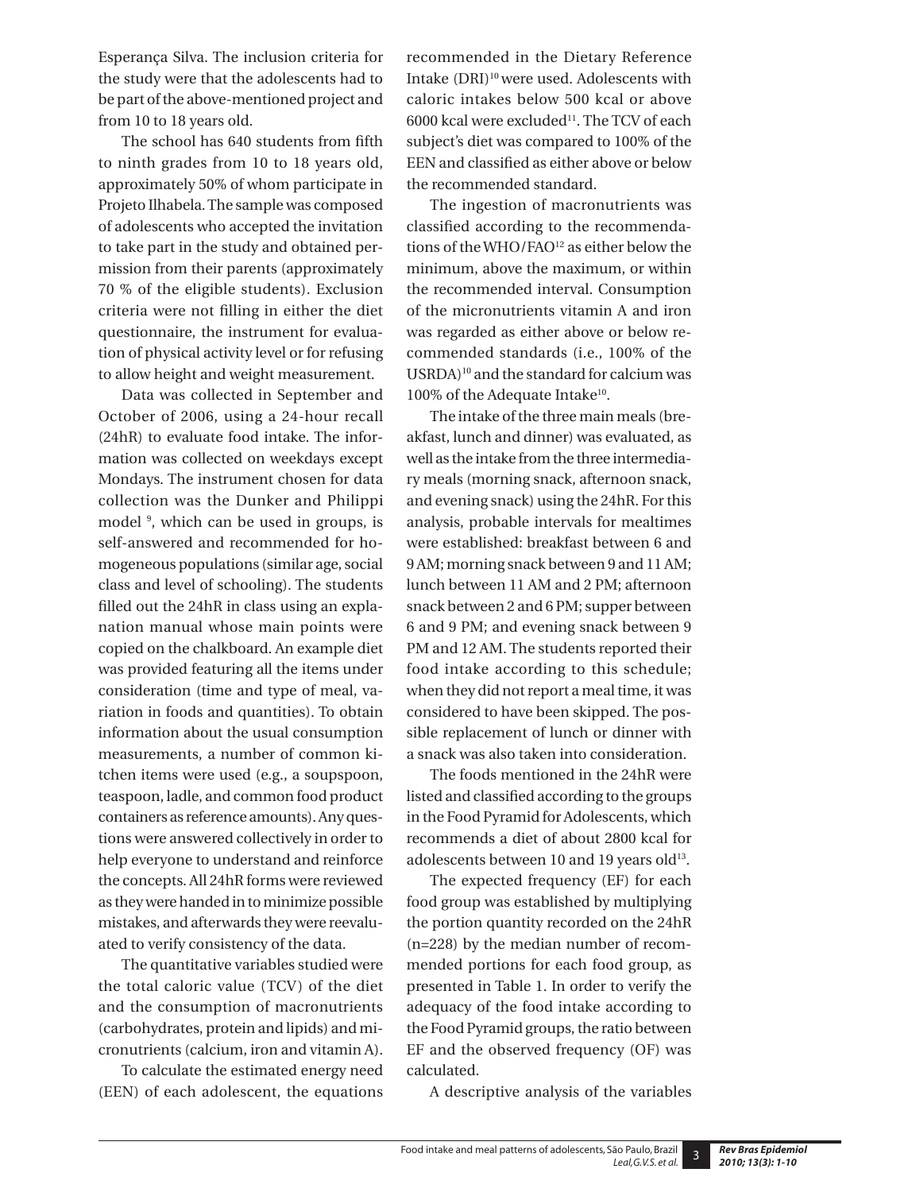Esperança Silva. The inclusion criteria for the study were that the adolescents had to be part of the above-mentioned project and from 10 to 18 years old.

The school has 640 students from fifth to ninth grades from 10 to 18 years old, approximately 50% of whom participate in Projeto Ilhabela. The sample was composed of adolescents who accepted the invitation to take part in the study and obtained permission from their parents (approximately 70 % of the eligible students). Exclusion criteria were not filling in either the diet questionnaire, the instrument for evaluation of physical activity level or for refusing to allow height and weight measurement.

Data was collected in September and October of 2006, using a 24-hour recall (24hR) to evaluate food intake. The information was collected on weekdays except Mondays. The instrument chosen for data collection was the Dunker and Philippi model [9], which can be used in groups, is self-answered and recommended for homogeneous populations (similar age, social class and level of schooling). The students filled out the 24hR in class using an explanation manual whose main points were copied on the chalkboard. An example diet was provided featuring all the items under consideration (time and type of meal, variation in foods and quantities). To obtain information about the usual consumption measurements, a number of common kitchen items were used (e.g., a soupspoon, teaspoon, ladle, and common food product containers as reference amounts). Any questions were answered collectively in order to help everyone to understand and reinforce the concepts. All 24hR forms were reviewed as they were handed in to minimize possible mistakes, and afterwards they were reevaluated to verify consistency of the data.

The quantitative variables studied were the total caloric value (TCV) of the diet and the consumption of macronutrients (carbohydrates, protein and lipids) and micronutrients (calcium, iron and vitamin A).

To calculate the estimated energy need (EEN) of each adolescent, the equations recommended in the Dietary Reference Intake (DRI)[10] were used. Adolescents with caloric intakes below 500 kcal or above 6000 kcal were excluded[11]. The TCV of each subject's diet was compared to 100% of the EEN and classified as either above or below the recommended standard.

The ingestion of macronutrients was classified according to the recommendations of the WHO/FAO[12] as either below the minimum, above the maximum, or within the recommended interval. Consumption of the micronutrients vitamin A and iron was regarded as either above or below recommended standards (i.e., 100% of the USRDA)[10] and the standard for calcium was 100% of the Adequate Intake[10].

The intake of the three main meals (breakfast, lunch and dinner) was evaluated, as well as the intake from the three intermediary meals (morning snack, afternoon snack, and evening snack) using the 24hR. For this analysis, probable intervals for mealtimes were established: breakfast between 6 and 9 AM; morning snack between 9 and 11 AM; lunch between 11 AM and 2 PM; afternoon snack between 2 and 6 PM; supper between 6 and 9 PM; and evening snack between 9 PM and 12 AM. The students reported their food intake according to this schedule; when they did not report a meal time, it was considered to have been skipped. The possible replacement of lunch or dinner with a snack was also taken into consideration.

The foods mentioned in the 24hR were listed and classified according to the groups in the Food Pyramid for Adolescents, which recommends a diet of about 2800 kcal for adolescents between 10 and 19 years old[13].

The expected frequency (EF) for each food group was established by multiplying the portion quantity recorded on the 24hR (n=228) by the median number of recommended portions for each food group, as presented in Table 1. In order to verify the adequacy of the food intake according to the Food Pyramid groups, the ratio between EF and the observed frequency (OF) was calculated.

A descriptive analysis of the variables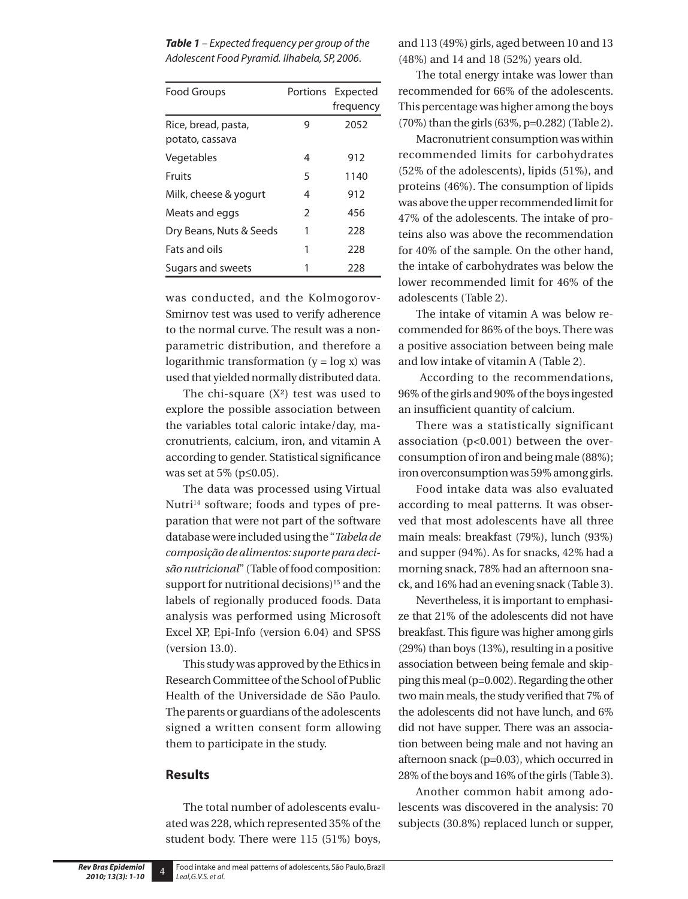*Table 1 – Expected frequency per group of the Adolescent Food Pyramid. Ilhabela, SP, 2006.*

| Food Groups | Portions | Expected frequency |
|---|---|---|
| Rice, bread, pasta, potato, cassava | 9 | 2052 |
| Vegetables | 4 | 912 |
| Fruits | 5 | 1140 |
| Milk, cheese & yogurt | 4 | 912 |
| Meats and eggs | 2 | 456 |
| Dry Beans, Nuts & Seeds | 1 | 228 |
| Fats and oils | 1 | 228 |
| Sugars and sweets | 1 | 228 |

was conducted, and the Kolmogorov-Smirnov test was used to verify adherence to the normal curve. The result was a non-parametric distribution, and therefore a logarithmic transformation ($y = \log x$) was used that yielded normally distributed data.

The chi-square ($X^2$) test was used to explore the possible association between the variables total caloric intake/day, macronutrients, calcium, iron, and vitamin A according to gender. Statistical significance was set at 5% ($p \leq 0.05$).

The data was processed using Virtual Nutri[14] software; foods and types of preparation that were not part of the software database were included using the "*Tabela de composição de alimentos: suporte para decisão nutricional*" (Table of food composition: support for nutritional decisions)[15] and the labels of regionally produced foods. Data analysis was performed using Microsoft Excel XP, Epi-Info (version 6.04) and SPSS (version 13.0).

This study was approved by the Ethics in Research Committee of the School of Public Health of the Universidade de São Paulo. The parents or guardians of the adolescents signed a written consent form allowing them to participate in the study.

## Results

The total number of adolescents evaluated was 228, which represented 35% of the student body. There were 115 (51%) boys, and 113 (49%) girls, aged between 10 and 13 (48%) and 14 and 18 (52%) years old.

The total energy intake was lower than recommended for 66% of the adolescents. This percentage was higher among the boys (70%) than the girls (63%, p=0.282) (Table 2).

Macronutrient consumption was within recommended limits for carbohydrates (52% of the adolescents), lipids (51%), and proteins (46%). The consumption of lipids was above the upper recommended limit for 47% of the adolescents. The intake of proteins also was above the recommendation for 40% of the sample. On the other hand, the intake of carbohydrates was below the lower recommended limit for 46% of the adolescents (Table 2).

The intake of vitamin A was below recommended for 86% of the boys. There was a positive association between being male and low intake of vitamin A (Table 2).

According to the recommendations, 96% of the girls and 90% of the boys ingested an insufficient quantity of calcium.

There was a statistically significant association ($p<0.001$) between the overconsumption of iron and being male (88%); iron overconsumption was 59% among girls.

Food intake data was also evaluated according to meal patterns. It was observed that most adolescents have all three main meals: breakfast (79%), lunch (93%) and supper (94%). As for snacks, 42% had a morning snack, 78% had an afternoon snack, and 16% had an evening snack (Table 3).

Nevertheless, it is important to emphasize that 21% of the adolescents did not have breakfast. This figure was higher among girls (29%) than boys (13%), resulting in a positive association between being female and skipping this meal (p=0.002). Regarding the other two main meals, the study verified that 7% of the adolescents did not have lunch, and 6% did not have supper. There was an association between being male and not having an afternoon snack (p=0.03), which occurred in 28% of the boys and 16% of the girls (Table 3).

Another common habit among adolescents was discovered in the analysis: 70 subjects (30.8%) replaced lunch or supper,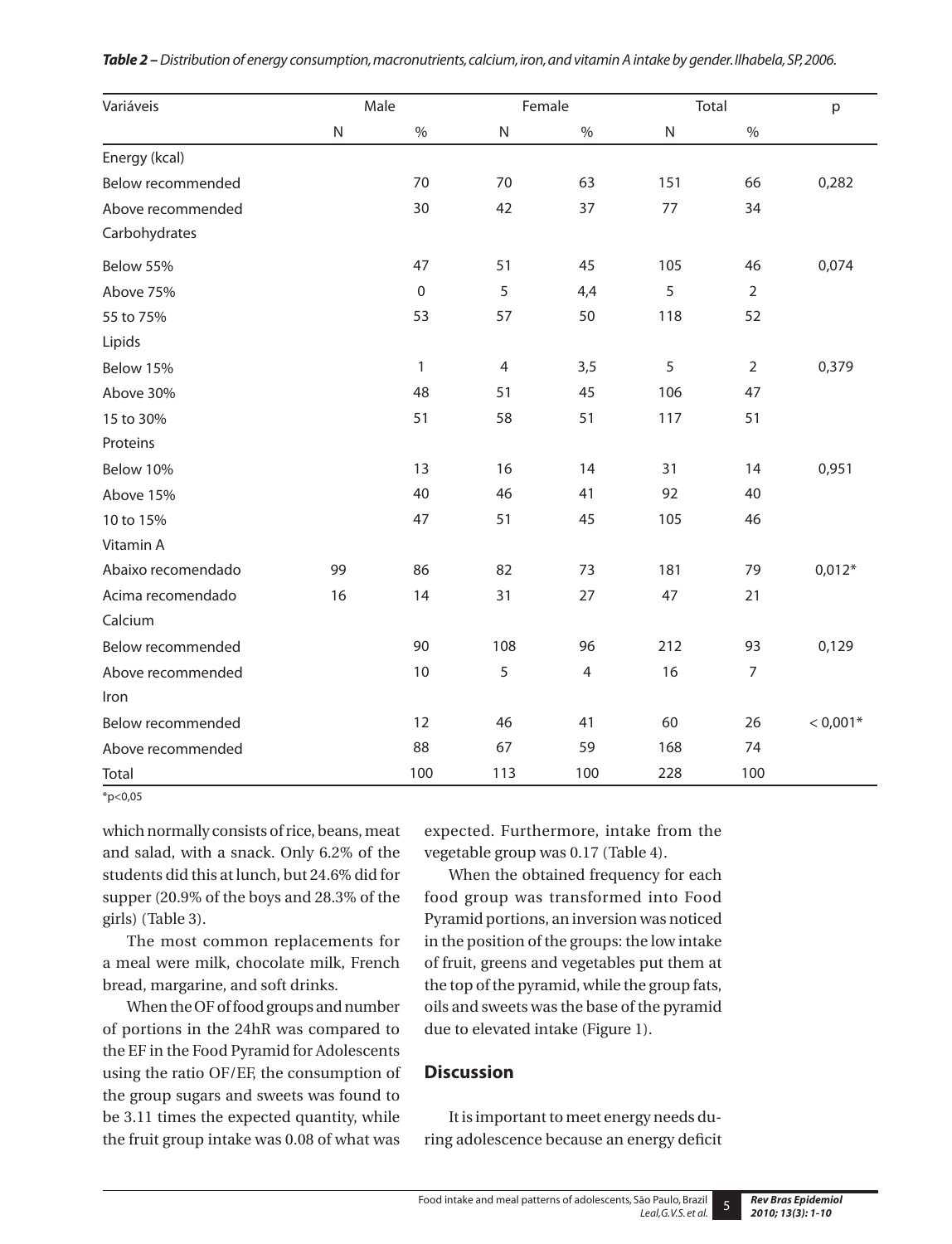*Table 2 – Distribution of energy consumption, macronutrients, calcium, iron, and vitamin A intake by gender. Ilhabela, SP, 2006.*

| Variáveis | Male | | Female | | Total | | p |
|---|---|---|---|---|---|---|---|
| | N | % | N | % | N | % | |
| Energy (kcal) | | | | | | | |
| Below recommended | | 70 | 70 | 63 | 151 | 66 | 0,282 |
| Above recommended | | 30 | 42 | 37 | 77 | 34 | |
| Carbohydrates | | | | | | | |
| Below 55% | | 47 | 51 | 45 | 105 | 46 | 0,074 |
| Above 75% | | 0 | 5 | 4,4 | 5 | 2 | |
| 55 to 75% | | 53 | 57 | 50 | 118 | 52 | |
| Lipids | | | | | | | |
| Below 15% | | 1 | 4 | 3,5 | 5 | 2 | 0,379 |
| Above 30% | | 48 | 51 | 45 | 106 | 47 | |
| 15 to 30% | | 51 | 58 | 51 | 117 | 51 | |
| Proteins | | | | | | | |
| Below 10% | | 13 | 16 | 14 | 31 | 14 | 0,951 |
| Above 15% | | 40 | 46 | 41 | 92 | 40 | |
| 10 to 15% | | 47 | 51 | 45 | 105 | 46 | |
| Vitamin A | | | | | | | |
| Abaixo recomendado | 99 | 86 | 82 | 73 | 181 | 79 | 0,012* |
| Acima recomendado | 16 | 14 | 31 | 27 | 47 | 21 | |
| Calcium | | | | | | | |
| Below recommended | | 90 | 108 | 96 | 212 | 93 | 0,129 |
| Above recommended | | 10 | 5 | 4 | 16 | 7 | |
| Iron | | | | | | | |
| Below recommended | | 12 | 46 | 41 | 60 | 26 | < 0,001* |
| Above recommended | | 88 | 67 | 59 | 168 | 74 | |
| Total | | 100 | 113 | 100 | 228 | 100 | |

*p<0,05

which normally consists of rice, beans, meat and salad, with a snack. Only 6.2% of the students did this at lunch, but 24.6% did for supper (20.9% of the boys and 28.3% of the girls) (Table 3).

The most common replacements for a meal were milk, chocolate milk, French bread, margarine, and soft drinks.

When the OF of food groups and number of portions in the 24hR was compared to the EF in the Food Pyramid for Adolescents using the ratio OF/EF, the consumption of the group sugars and sweets was found to be 3.11 times the expected quantity, while the fruit group intake was 0.08 of what was expected. Furthermore, intake from the vegetable group was 0.17 (Table 4).

When the obtained frequency for each food group was transformed into Food Pyramid portions, an inversion was noticed in the position of the groups: the low intake of fruit, greens and vegetables put them at the top of the pyramid, while the group fats, oils and sweets was the base of the pyramid due to elevated intake (Figure 1).

## Discussion

It is important to meet energy needs during adolescence because an energy deficit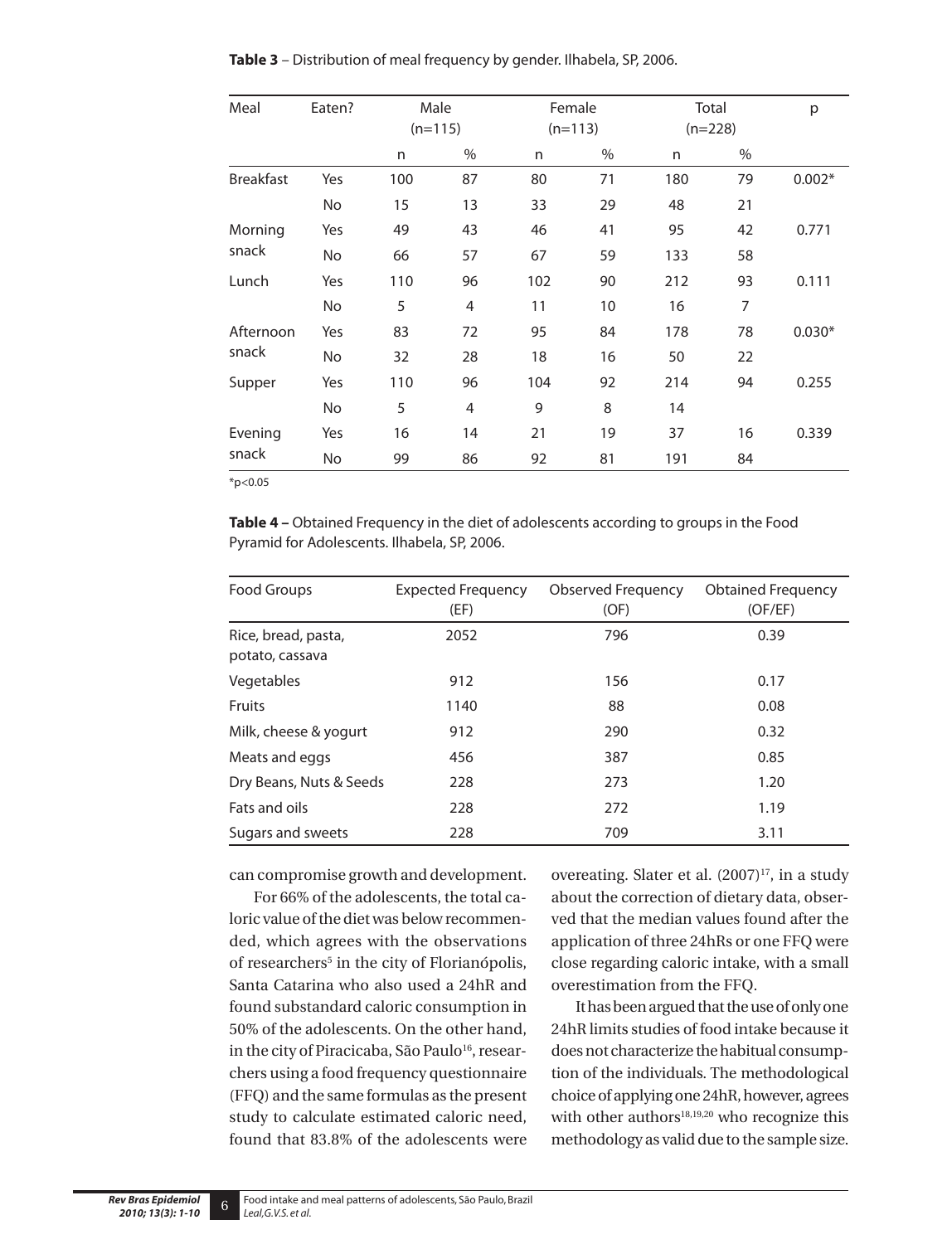**Table 3** – Distribution of meal frequency by gender. Ilhabela, SP, 2006.

| Meal | Eaten? | Male (n=115) | | Female (n=113) | | Total (n=228) | | p |
|---|---|---|---|---|---|---|---|---|
| | | n | % | n | % | n | % | |
| Breakfast | Yes | 100 | 87 | 80 | 71 | 180 | 79 | 0.002* |
| | No | 15 | 13 | 33 | 29 | 48 | 21 | |
| Morning snack | Yes | 49 | 43 | 46 | 41 | 95 | 42 | 0.771 |
| | No | 66 | 57 | 67 | 59 | 133 | 58 | |
| Lunch | Yes | 110 | 96 | 102 | 90 | 212 | 93 | 0.111 |
| | No | 5 | 4 | 11 | 10 | 16 | 7 | |
| Afternoon snack | Yes | 83 | 72 | 95 | 84 | 178 | 78 | 0.030* |
| | No | 32 | 28 | 18 | 16 | 50 | 22 | |
| Supper | Yes | 110 | 96 | 104 | 92 | 214 | 94 | 0.255 |
| | No | 5 | 4 | 9 | 8 | 14 | | |
| Evening snack | Yes | 16 | 14 | 21 | 19 | 37 | 16 | 0.339 |
| | No | 99 | 86 | 92 | 81 | 191 | 84 | |

*p<0.05

**Table 4 –** Obtained Frequency in the diet of adolescents according to groups in the Food Pyramid for Adolescents. Ilhabela, SP, 2006.

| Food Groups | Expected Frequency (EF) | Observed Frequency (OF) | Obtained Frequency (OF/EF) |
|---|---|---|---|
| Rice, bread, pasta, potato, cassava | 2052 | 796 | 0.39 |
| Vegetables | 912 | 156 | 0.17 |
| Fruits | 1140 | 88 | 0.08 |
| Milk, cheese & yogurt | 912 | 290 | 0.32 |
| Meats and eggs | 456 | 387 | 0.85 |
| Dry Beans, Nuts & Seeds | 228 | 273 | 1.20 |
| Fats and oils | 228 | 272 | 1.19 |
| Sugars and sweets | 228 | 709 | 3.11 |

can compromise growth and development.

For 66% of the adolescents, the total caloric value of the diet was below recommended, which agrees with the observations of researchers[5] in the city of Florianópolis, Santa Catarina who also used a 24hR and found substandard caloric consumption in 50% of the adolescents. On the other hand, in the city of Piracicaba, São Paulo[16], researchers using a food frequency questionnaire (FFQ) and the same formulas as the present study to calculate estimated caloric need, found that 83.8% of the adolescents were overeating. Slater et al. (2007)[17], in a study about the correction of dietary data, observed that the median values found after the application of three 24hRs or one FFQ were close regarding caloric intake, with a small overestimation from the FFQ.

It has been argued that the use of only one 24hR limits studies of food intake because it does not characterize the habitual consumption of the individuals. The methodological choice of applying one 24hR, however, agrees with other authors[18,19,20] who recognize this methodology as valid due to the sample size.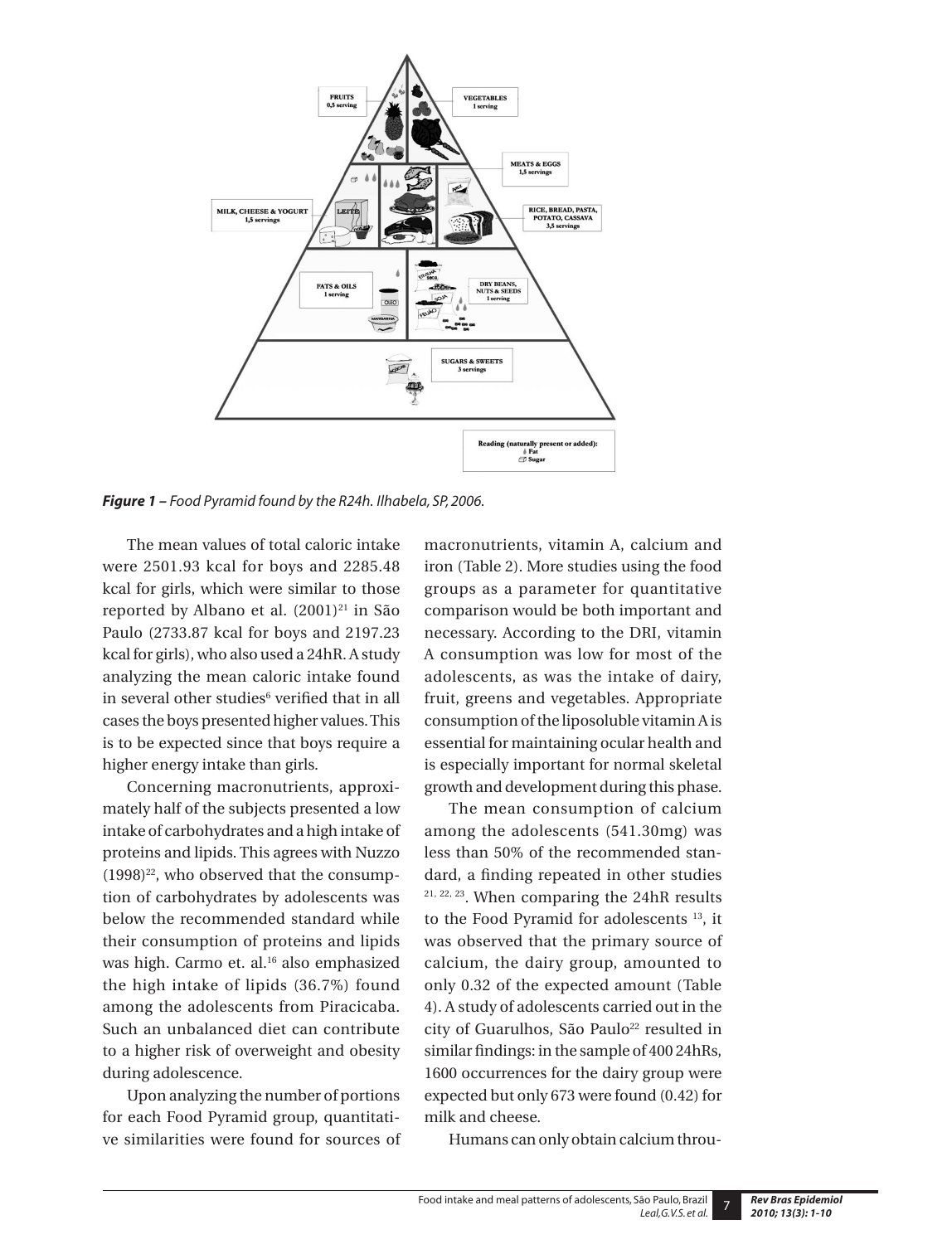*Figure 1 – Food Pyramid found by the R24h. Ilhabela, SP, 2006.*

The mean values of total caloric intake were 2501.93 kcal for boys and 2285.48 kcal for girls, which were similar to those reported by Albano et al. (2001)[21] in São Paulo (2733.87 kcal for boys and 2197.23 kcal for girls), who also used a 24hR. A study analyzing the mean caloric intake found in several other studies[6] verified that in all cases the boys presented higher values. This is to be expected since that boys require a higher energy intake than girls.

Concerning macronutrients, approximately half of the subjects presented a low intake of carbohydrates and a high intake of proteins and lipids. This agrees with Nuzzo (1998)[22], who observed that the consumption of carbohydrates by adolescents was below the recommended standard while their consumption of proteins and lipids was high. Carmo et. al.[16] also emphasized the high intake of lipids (36.7%) found among the adolescents from Piracicaba. Such an unbalanced diet can contribute to a higher risk of overweight and obesity during adolescence.

Upon analyzing the number of portions for each Food Pyramid group, quantitative similarities were found for sources of macronutrients, vitamin A, calcium and iron (Table 2). More studies using the food groups as a parameter for quantitative comparison would be both important and necessary. According to the DRI, vitamin A consumption was low for most of the adolescents, as was the intake of dairy, fruit, greens and vegetables. Appropriate consumption of the liposoluble vitamin A is essential for maintaining ocular health and is especially important for normal skeletal growth and development during this phase.

The mean consumption of calcium among the adolescents (541.30mg) was less than 50% of the recommended standard, a finding repeated in other studies [21, 22, 23]. When comparing the 24hR results to the Food Pyramid for adolescents [13], it was observed that the primary source of calcium, the dairy group, amounted to only 0.32 of the expected amount (Table 4). A study of adolescents carried out in the city of Guarulhos, São Paulo[22] resulted in similar findings: in the sample of 400 24hRs, 1600 occurrences for the dairy group were expected but only 673 were found (0.42) for milk and cheese.

Humans can only obtain calcium throu-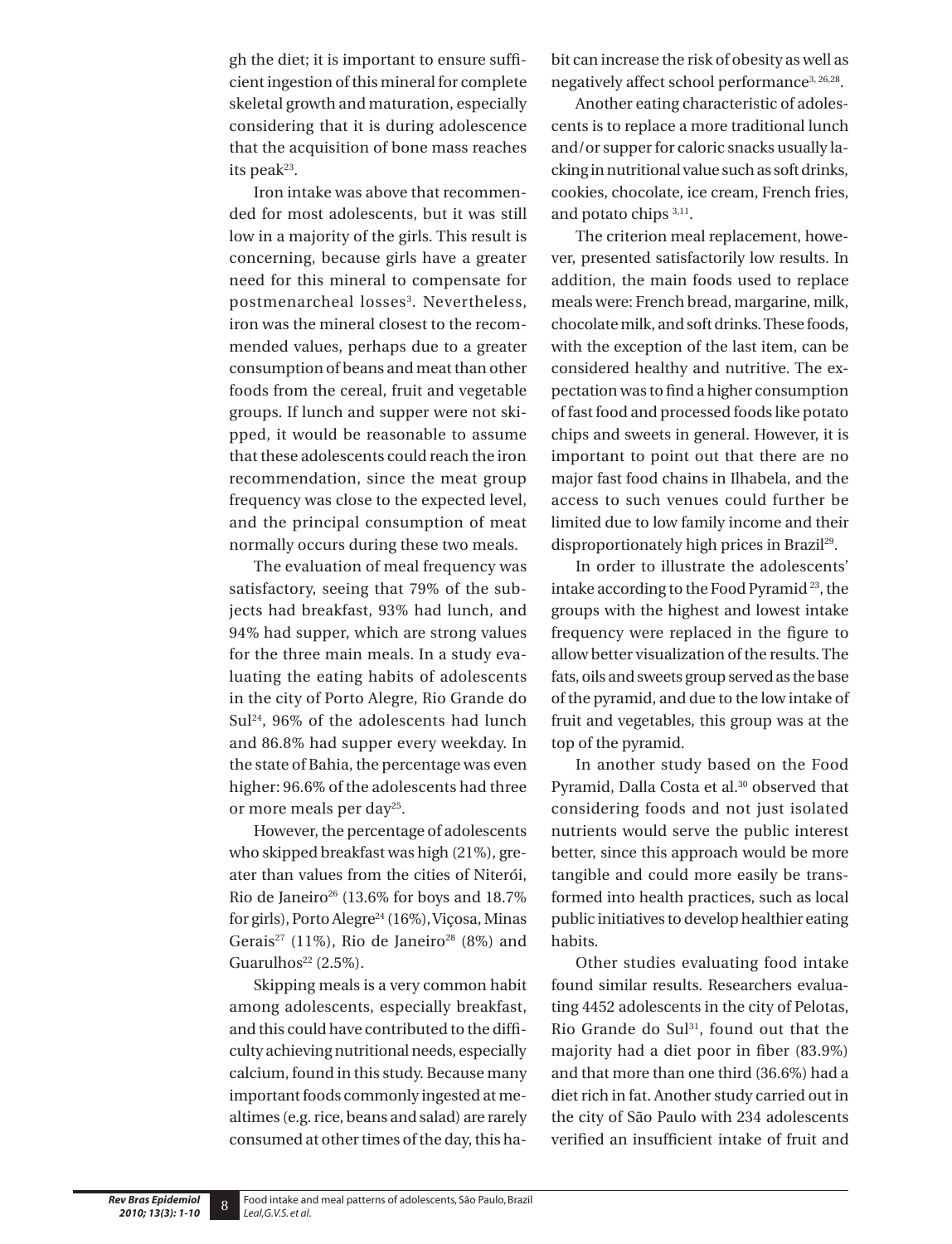gh the diet; it is important to ensure sufficient ingestion of this mineral for complete skeletal growth and maturation, especially considering that it is during adolescence that the acquisition of bone mass reaches its peak[23].

Iron intake was above that recommended for most adolescents, but it was still low in a majority of the girls. This result is concerning, because girls have a greater need for this mineral to compensate for postmenarcheal losses[3]. Nevertheless, iron was the mineral closest to the recommended values, perhaps due to a greater consumption of beans and meat than other foods from the cereal, fruit and vegetable groups. If lunch and supper were not skipped, it would be reasonable to assume that these adolescents could reach the iron recommendation, since the meat group frequency was close to the expected level, and the principal consumption of meat normally occurs during these two meals.

The evaluation of meal frequency was satisfactory, seeing that 79% of the subjects had breakfast, 93% had lunch, and 94% had supper, which are strong values for the three main meals. In a study evaluating the eating habits of adolescents in the city of Porto Alegre, Rio Grande do Sul[24], 96% of the adolescents had lunch and 86.8% had supper every weekday. In the state of Bahia, the percentage was even higher: 96.6% of the adolescents had three or more meals per day[25].

However, the percentage of adolescents who skipped breakfast was high (21%), greater than values from the cities of Niterói, Rio de Janeiro[26] (13.6% for boys and 18.7% for girls), Porto Alegre[24] (16%), Viçosa, Minas Gerais[27] (11%), Rio de Janeiro[28] (8%) and Guarulhos[22] (2.5%).

Skipping meals is a very common habit among adolescents, especially breakfast, and this could have contributed to the difficulty achieving nutritional needs, especially calcium, found in this study. Because many important foods commonly ingested at mealtimes (e.g. rice, beans and salad) are rarely consumed at other times of the day, this habit can increase the risk of obesity as well as negatively affect school performance[3,26,28].

Another eating characteristic of adolescents is to replace a more traditional lunch and/or supper for caloric snacks usually lacking in nutritional value such as soft drinks, cookies, chocolate, ice cream, French fries, and potato chips[3,11].

The criterion meal replacement, however, presented satisfactorily low results. In addition, the main foods used to replace meals were: French bread, margarine, milk, chocolate milk, and soft drinks. These foods, with the exception of the last item, can be considered healthy and nutritive. The expectation was to find a higher consumption of fast food and processed foods like potato chips and sweets in general. However, it is important to point out that there are no major fast food chains in Ilhabela, and the access to such venues could further be limited due to low family income and their disproportionately high prices in Brazil[29].

In order to illustrate the adolescents' intake according to the Food Pyramid[23], the groups with the highest and lowest intake frequency were replaced in the figure to allow better visualization of the results. The fats, oils and sweets group served as the base of the pyramid, and due to the low intake of fruit and vegetables, this group was at the top of the pyramid.

In another study based on the Food Pyramid, Dalla Costa et al.[30] observed that considering foods and not just isolated nutrients would serve the public interest better, since this approach would be more tangible and could more easily be transformed into health practices, such as local public initiatives to develop healthier eating habits.

Other studies evaluating food intake found similar results. Researchers evaluating 4452 adolescents in the city of Pelotas, Rio Grande do Sul[31], found out that the majority had a diet poor in fiber (83.9%) and that more than one third (36.6%) had a diet rich in fat. Another study carried out in the city of São Paulo with 234 adolescents verified an insufficient intake of fruit and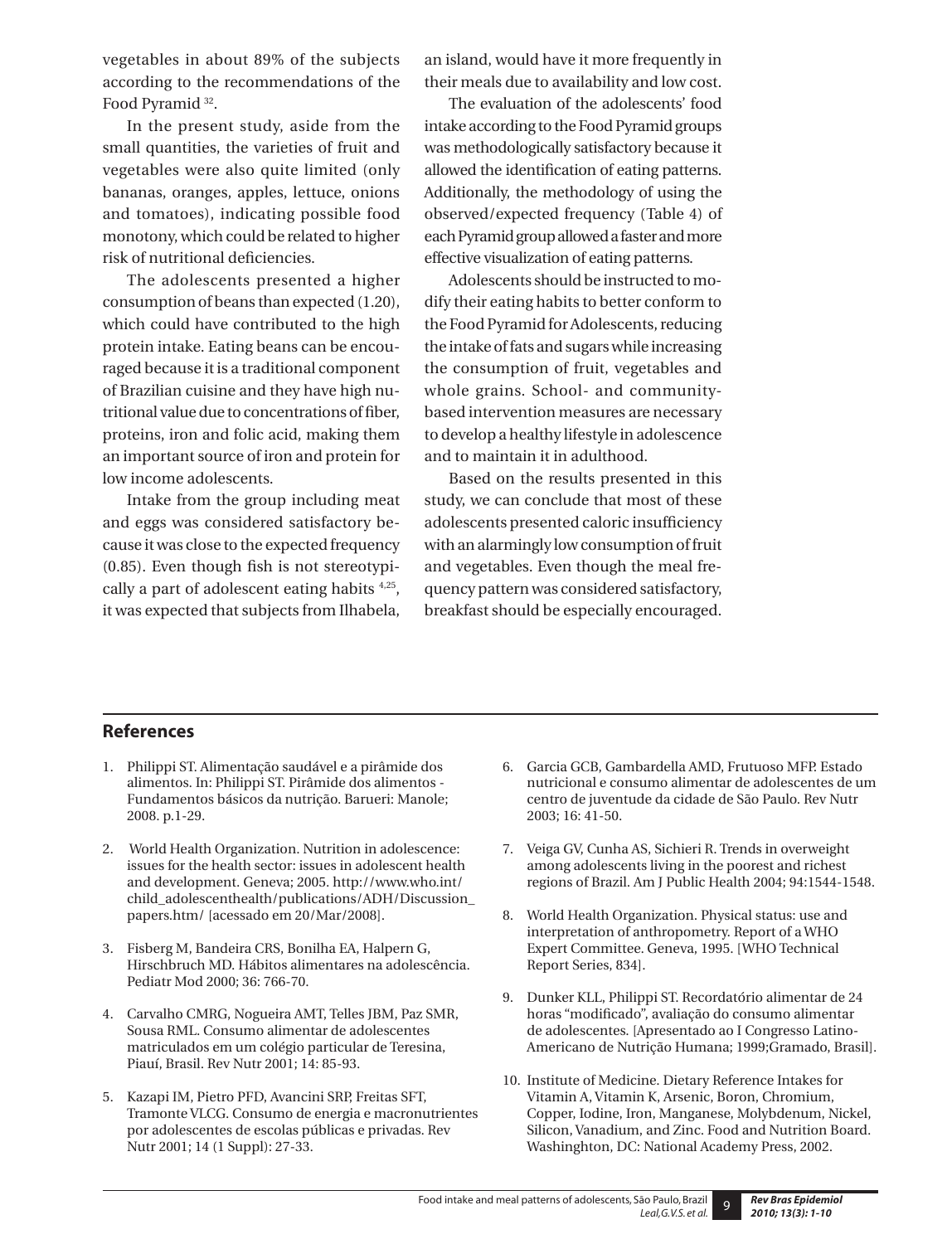vegetables in about 89% of the subjects according to the recommendations of the Food Pyramid [32].

In the present study, aside from the small quantities, the varieties of fruit and vegetables were also quite limited (only bananas, oranges, apples, lettuce, onions and tomatoes), indicating possible food monotony, which could be related to higher risk of nutritional deficiencies.

The adolescents presented a higher consumption of beans than expected (1.20), which could have contributed to the high protein intake. Eating beans can be encouraged because it is a traditional component of Brazilian cuisine and they have high nutritional value due to concentrations of fiber, proteins, iron and folic acid, making them an important source of iron and protein for low income adolescents.

Intake from the group including meat and eggs was considered satisfactory because it was close to the expected frequency (0.85). Even though fish is not stereotypically a part of adolescent eating habits [4,25], it was expected that subjects from Ilhabela, an island, would have it more frequently in their meals due to availability and low cost.

The evaluation of the adolescents' food intake according to the Food Pyramid groups was methodologically satisfactory because it allowed the identification of eating patterns. Additionally, the methodology of using the observed/expected frequency (Table 4) of each Pyramid group allowed a faster and more effective visualization of eating patterns.

Adolescents should be instructed to modify their eating habits to better conform to the Food Pyramid for Adolescents, reducing the intake of fats and sugars while increasing the consumption of fruit, vegetables and whole grains. School- and community-based intervention measures are necessary to develop a healthy lifestyle in adolescence and to maintain it in adulthood.

Based on the results presented in this study, we can conclude that most of these adolescents presented caloric insufficiency with an alarmingly low consumption of fruit and vegetables. Even though the meal frequency pattern was considered satisfactory, breakfast should be especially encouraged.

## References

1. Philippi ST. Alimentação saudável e a pirâmide dos alimentos. In: Philippi ST. Pirâmide dos alimentos - Fundamentos básicos da nutrição. Barueri: Manole; 2008. p.1-29.
2. World Health Organization. Nutrition in adolescence: issues for the health sector: issues in adolescent health and development. Geneva; 2005. http://www.who.int/child_adolescenthealth/publications/ADH/Discussion_papers.htm/ [acessado em 20/Mar/2008].
3. Fisberg M, Bandeira CRS, Bonilha EA, Halpern G, Hirschbruch MD. Hábitos alimentares na adolescência. Pediatr Mod 2000; 36: 766-70.
4. Carvalho CMRG, Nogueira AMT, Telles JBM, Paz SMR, Sousa RML. Consumo alimentar de adolescentes matriculados em um colégio particular de Teresina, Piauí, Brasil. Rev Nutr 2001; 14: 85-93.
5. Kazapi IM, Pietro PFD, Avancini SRP, Freitas SFT, Tramonte VLCG. Consumo de energia e macronutrientes por adolescentes de escolas públicas e privadas. Rev Nutr 2001; 14 (1 Suppl): 27-33.
6. Garcia GCB, Gambardella AMD, Frutuoso MFP. Estado nutricional e consumo alimentar de adolescentes de um centro de juventude da cidade de São Paulo. Rev Nutr 2003; 16: 41-50.
7. Veiga GV, Cunha AS, Sichieri R. Trends in overweight among adolescents living in the poorest and richest regions of Brazil. Am J Public Health 2004; 94:1544-1548.
8. World Health Organization. Physical status: use and interpretation of anthropometry. Report of a WHO Expert Committee. Geneva, 1995. [WHO Technical Report Series, 834].
9. Dunker KLL, Philippi ST. Recordatório alimentar de 24 horas "modificado", avaliação do consumo alimentar de adolescentes. [Apresentado ao I Congresso Latino-Americano de Nutrição Humana; 1999;Gramado, Brasil].
10. Institute of Medicine. Dietary Reference Intakes for Vitamin A, Vitamin K, Arsenic, Boron, Chromium, Copper, Iodine, Iron, Manganese, Molybdenum, Nickel, Silicon, Vanadium, and Zinc. Food and Nutrition Board. Washinghton, DC: National Academy Press, 2002.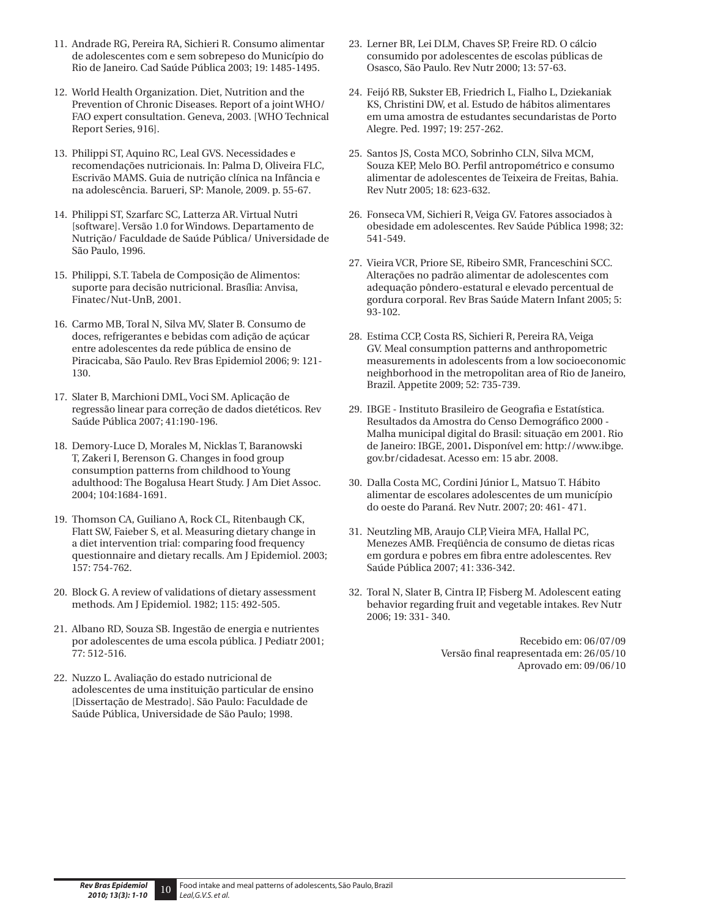11. Andrade RG, Pereira RA, Sichieri R. Consumo alimentar de adolescentes com e sem sobrepeso do Município do Rio de Janeiro. Cad Saúde Pública 2003; 19: 1485-1495.

12. World Health Organization. Diet, Nutrition and the Prevention of Chronic Diseases. Report of a joint WHO/FAO expert consultation. Geneva, 2003. [WHO Technical Report Series, 916].

13. Philippi ST, Aquino RC, Leal GVS. Necessidades e recomendações nutricionais. In: Palma D, Oliveira FLC, Escrivão MAMS. Guia de nutrição clínica na Infância e na adolescência. Barueri, SP: Manole, 2009. p. 55-67.

14. Philippi ST, Szarfarc SC, Latterza AR. Virtual Nutri [software]. Versão 1.0 for Windows. Departamento de Nutrição/ Faculdade de Saúde Pública/ Universidade de São Paulo, 1996.

15. Philippi, S.T. Tabela de Composição de Alimentos: suporte para decisão nutricional. Brasília: Anvisa, Finatec/Nut-UnB, 2001.

16. Carmo MB, Toral N, Silva MV, Slater B. Consumo de doces, refrigerantes e bebidas com adição de açúcar entre adolescentes da rede pública de ensino de Piracicaba, São Paulo. Rev Bras Epidemiol 2006; 9: 121-130.

17. Slater B, Marchioni DML, Voci SM. Aplicação de regressão linear para correção de dados dietéticos. Rev Saúde Pública 2007; 41:190-196.

18. Demory-Luce D, Morales M, Nicklas T, Baranowski T, Zakeri I, Berenson G. Changes in food group consumption patterns from childhood to Young adulthood: The Bogalusa Heart Study. J Am Diet Assoc. 2004; 104:1684-1691.

19. Thomson CA, Guiliano A, Rock CL, Ritenbaugh CK, Flatt SW, Faieber S, et al. Measuring dietary change in a diet intervention trial: comparing food frequency questionnaire and dietary recalls. Am J Epidemiol. 2003; 157: 754-762.

20. Block G. A review of validations of dietary assessment methods. Am J Epidemiol. 1982; 115: 492-505.

21. Albano RD, Souza SB. Ingestão de energia e nutrientes por adolescentes de uma escola pública. J Pediatr 2001; 77: 512-516.

22. Nuzzo L. Avaliação do estado nutricional de adolescentes de uma instituição particular de ensino [Dissertação de Mestrado]. São Paulo: Faculdade de Saúde Pública, Universidade de São Paulo; 1998.

23. Lerner BR, Lei DLM, Chaves SP, Freire RD. O cálcio consumido por adolescentes de escolas públicas de Osasco, São Paulo. Rev Nutr 2000; 13: 57-63.

24. Feijó RB, Sukster EB, Friedrich L, Fialho L, Dziekaniak KS, Christini DW, et al. Estudo de hábitos alimentares em uma amostra de estudantes secundaristas de Porto Alegre. Ped. 1997; 19: 257-262.

25. Santos JS, Costa MCO, Sobrinho CLN, Silva MCM, Souza KEP, Melo BO. Perfil antropométrico e consumo alimentar de adolescentes de Teixeira de Freitas, Bahia. Rev Nutr 2005; 18: 623-632.

26. Fonseca VM, Sichieri R, Veiga GV. Fatores associados à obesidade em adolescentes. Rev Saúde Pública 1998; 32: 541-549.

27. Vieira VCR, Priore SE, Ribeiro SMR, Franceschini SCC. Alterações no padrão alimentar de adolescentes com adequação pôndero-estatural e elevado percentual de gordura corporal. Rev Bras Saúde Matern Infant 2005; 5: 93-102.

28. Estima CCP, Costa RS, Sichieri R, Pereira RA, Veiga GV. Meal consumption patterns and anthropometric measurements in adolescents from a low socioeconomic neighborhood in the metropolitan area of Rio de Janeiro, Brazil. Appetite 2009; 52: 735-739.

29. IBGE - Instituto Brasileiro de Geografia e Estatística. Resultados da Amostra do Censo Demográfico 2000 - Malha municipal digital do Brasil: situação em 2001. Rio de Janeiro: IBGE, 2001**.** Disponível em: http://www.ibge.gov.br/cidadesat. Acesso em: 15 abr. 2008.

30. Dalla Costa MC, Cordini Júnior L, Matsuo T. Hábito alimentar de escolares adolescentes de um município do oeste do Paraná. Rev Nutr. 2007; 20: 461- 471.

31. Neutzling MB, Araujo CLP, Vieira MFA, Hallal PC, Menezes AMB. Freqüência de consumo de dietas ricas em gordura e pobres em fibra entre adolescentes. Rev Saúde Pública 2007; 41: 336-342.

32. Toral N, Slater B, Cintra IP, Fisberg M. Adolescent eating behavior regarding fruit and vegetable intakes. Rev Nutr 2006; 19: 331- 340.

Recebido em: 06/07/09
Versão final reapresentada em: 26/05/10
Aprovado em: 09/06/10